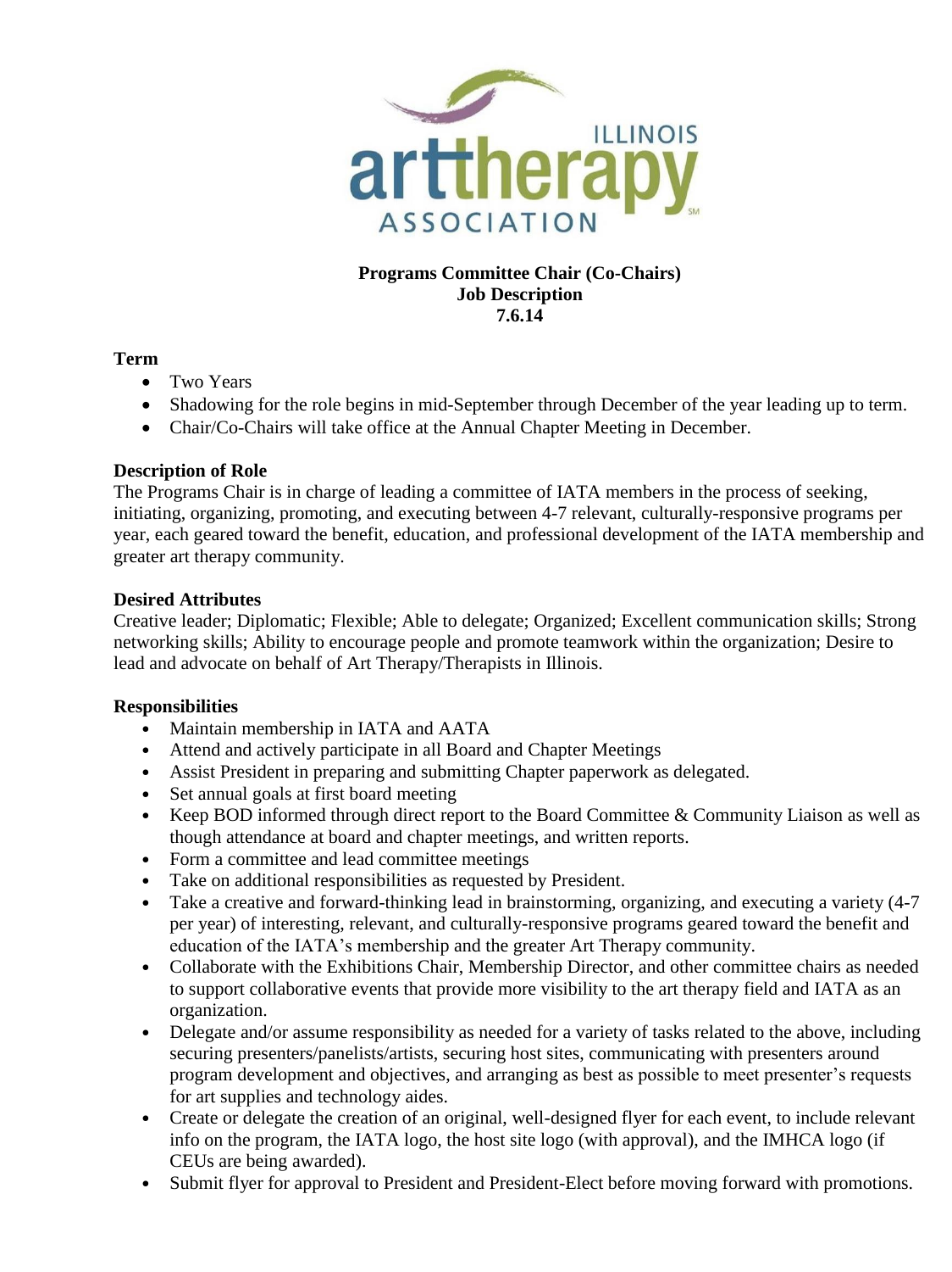**Programs Committee Chair (Co-Chairs)**
**Job Description**
**7.6.14**

**Term**

- Two Years
- Shadowing for the role begins in mid-September through December of the year leading up to term.
- Chair/Co-Chairs will take office at the Annual Chapter Meeting in December.

**Description of Role**

The Programs Chair is in charge of leading a committee of IATA members in the process of seeking, initiating, organizing, promoting, and executing between 4-7 relevant, culturally-responsive programs per year, each geared toward the benefit, education, and professional development of the IATA membership and greater art therapy community.

**Desired Attributes**

Creative leader; Diplomatic; Flexible; Able to delegate; Organized; Excellent communication skills; Strong networking skills; Ability to encourage people and promote teamwork within the organization; Desire to lead and advocate on behalf of Art Therapy/Therapists in Illinois.

**Responsibilities**

- Maintain membership in IATA and AATA
- Attend and actively participate in all Board and Chapter Meetings
- Assist President in preparing and submitting Chapter paperwork as delegated.
- Set annual goals at first board meeting
- Keep BOD informed through direct report to the Board Committee & Community Liaison as well as though attendance at board and chapter meetings, and written reports.
- Form a committee and lead committee meetings
- Take on additional responsibilities as requested by President.
- Take a creative and forward-thinking lead in brainstorming, organizing, and executing a variety (4-7 per year) of interesting, relevant, and culturally-responsive programs geared toward the benefit and education of the IATA's membership and the greater Art Therapy community.
- Collaborate with the Exhibitions Chair, Membership Director, and other committee chairs as needed to support collaborative events that provide more visibility to the art therapy field and IATA as an organization.
- Delegate and/or assume responsibility as needed for a variety of tasks related to the above, including securing presenters/panelists/artists, securing host sites, communicating with presenters around program development and objectives, and arranging as best as possible to meet presenter's requests for art supplies and technology aides.
- Create or delegate the creation of an original, well-designed flyer for each event, to include relevant info on the program, the IATA logo, the host site logo (with approval), and the IMHCA logo (if CEUs are being awarded).
- Submit flyer for approval to President and President-Elect before moving forward with promotions.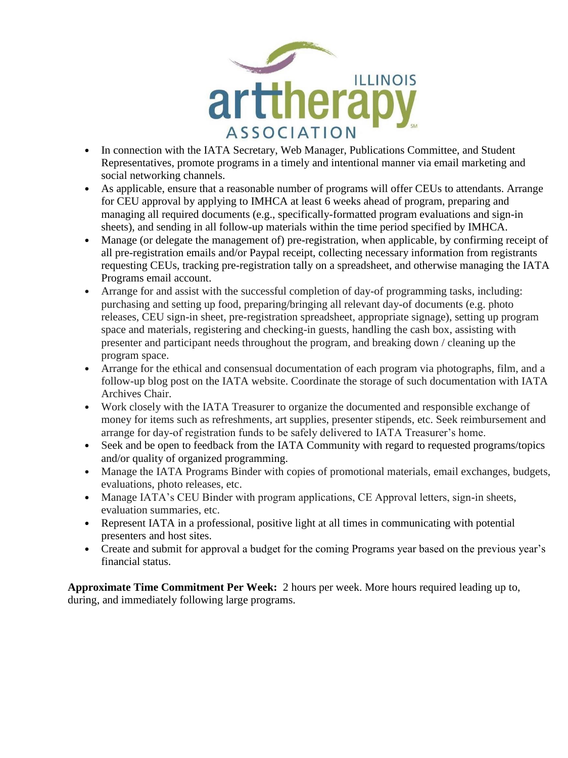- In connection with the IATA Secretary, Web Manager, Publications Committee, and Student Representatives, promote programs in a timely and intentional manner via email marketing and social networking channels.
- As applicable, ensure that a reasonable number of programs will offer CEUs to attendants. Arrange for CEU approval by applying to IMHCA at least 6 weeks ahead of program, preparing and managing all required documents (e.g., specifically-formatted program evaluations and sign-in sheets), and sending in all follow-up materials within the time period specified by IMHCA.
- Manage (or delegate the management of) pre-registration, when applicable, by confirming receipt of all pre-registration emails and/or Paypal receipt, collecting necessary information from registrants requesting CEUs, tracking pre-registration tally on a spreadsheet, and otherwise managing the IATA Programs email account.
- Arrange for and assist with the successful completion of day-of programming tasks, including: purchasing and setting up food, preparing/bringing all relevant day-of documents (e.g. photo releases, CEU sign-in sheet, pre-registration spreadsheet, appropriate signage), setting up program space and materials, registering and checking-in guests, handling the cash box, assisting with presenter and participant needs throughout the program, and breaking down / cleaning up the program space.
- Arrange for the ethical and consensual documentation of each program via photographs, film, and a follow-up blog post on the IATA website. Coordinate the storage of such documentation with IATA Archives Chair.
- Work closely with the IATA Treasurer to organize the documented and responsible exchange of money for items such as refreshments, art supplies, presenter stipends, etc. Seek reimbursement and arrange for day-of registration funds to be safely delivered to IATA Treasurer's home.
- Seek and be open to feedback from the IATA Community with regard to requested programs/topics and/or quality of organized programming.
- Manage the IATA Programs Binder with copies of promotional materials, email exchanges, budgets, evaluations, photo releases, etc.
- Manage IATA's CEU Binder with program applications, CE Approval letters, sign-in sheets, evaluation summaries, etc.
- Represent IATA in a professional, positive light at all times in communicating with potential presenters and host sites.
- Create and submit for approval a budget for the coming Programs year based on the previous year's financial status.

**Approximate Time Commitment Per Week:** 2 hours per week. More hours required leading up to, during, and immediately following large programs.